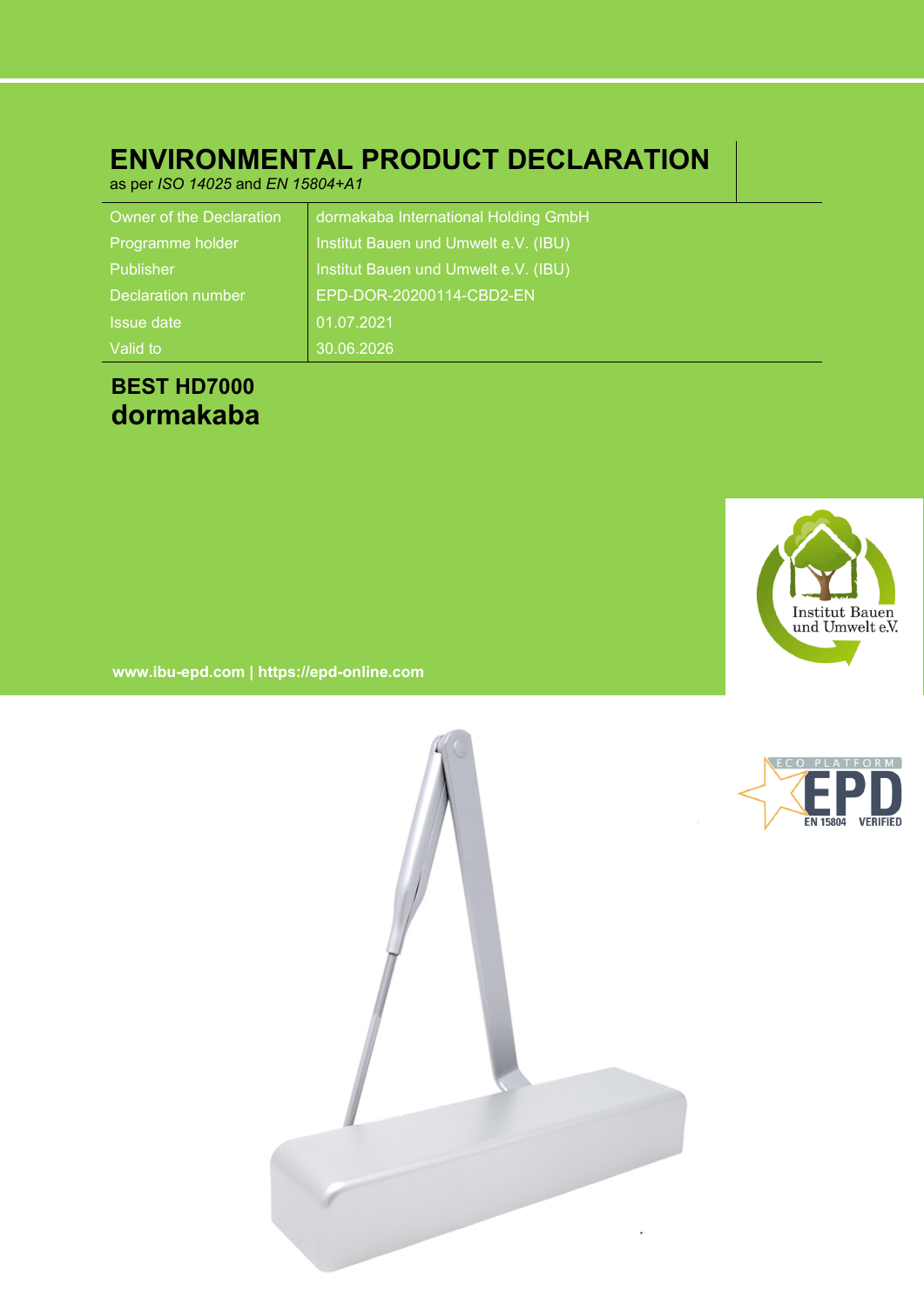# ENVIRONMENTAL PRODUCT DECLARATION

as per *ISO 14025* and *EN 15804+A1*

| | |
|---|---|
| Owner of the Declaration | dormakaba International Holding GmbH |
| Programme holder | Institut Bauen und Umwelt e.V. (IBU) |
| Publisher | Institut Bauen und Umwelt e.V. (IBU) |
| Declaration number | EPD-DOR-20200114-CBD2-EN |
| Issue date | 01.07.2021 |
| Valid to | 30.06.2026 |

## BEST HD7000
## dormakaba

Institut Bauen und Umwelt e.V.

**www.ibu-epd.com | https://epd-online.com**

ECO PLATFORM EPD EN 15804 VERIFIED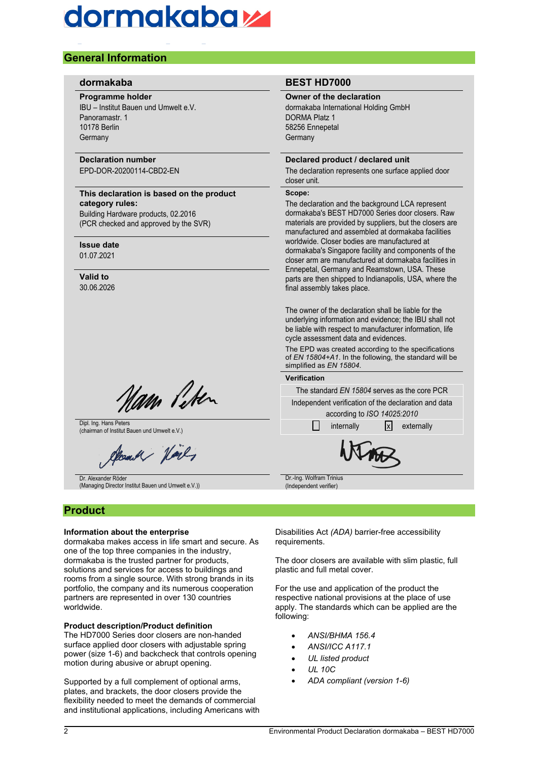## General Information

### dormakaba

**Programme holder**
IBU – Institut Bauen und Umwelt e.V.
Panoramastr. 1
10178 Berlin
Germany

**Declaration number**
EPD-DOR-20200114-CBD2-EN

**This declaration is based on the product category rules:**
Building Hardware products, 02.2016
(PCR checked and approved by the SVR)

**Issue date**
01.07.2021

**Valid to**
30.06.2026

Dipl. Ing. Hans Peters
(chairman of Institut Bauen und Umwelt e.V.)

Dr. Alexander Röder
(Managing Director Institut Bauen und Umwelt e.V.))

### BEST HD7000

**Owner of the declaration**
dormakaba International Holding GmbH
DORMA Platz 1
58256 Ennepetal
Germany

**Declared product / declared unit**
The declaration represents one surface applied door closer unit.

**Scope:**
The declaration and the background LCA represent dormakaba's BEST HD7000 Series door closers. Raw materials are provided by suppliers, but the closers are manufactured and assembled at dormakaba facilities worldwide. Closer bodies are manufactured at dormakaba's Singapore facility and components of the closer arm are manufactured at dormakaba facilities in Ennepetal, Germany and Reamstown, USA. These parts are then shipped to Indianapolis, USA, where the final assembly takes place.

The owner of the declaration shall be liable for the underlying information and evidence; the IBU shall not be liable with respect to manufacturer information, life cycle assessment data and evidences.
The EPD was created according to the specifications of *EN 15804+A1*. In the following, the standard will be simplified as *EN 15804*.

**Verification**

The standard *EN 15804* serves as the core PCR

Independent verification of the declaration and data according to *ISO 14025:2010*

☐ internally ☒ externally

Dr.-Ing. Wolfram Trinius
(Independent verifier)

## Product

### Information about the enterprise

dormakaba makes access in life smart and secure. As one of the top three companies in the industry, dormakaba is the trusted partner for products, solutions and services for access to buildings and rooms from a single source. With strong brands in its portfolio, the company and its numerous cooperation partners are represented in over 130 countries worldwide.

### Product description/Product definition

The HD7000 Series door closers are non-handed surface applied door closers with adjustable spring power (size 1-6) and backcheck that controls opening motion during abusive or abrupt opening.

Supported by a full complement of optional arms, plates, and brackets, the door closers provide the flexibility needed to meet the demands of commercial and institutional applications, including Americans with Disabilities Act *(ADA)* barrier-free accessibility requirements.

The door closers are available with slim plastic, full plastic and full metal cover.

For the use and application of the product the respective national provisions at the place of use apply. The standards which can be applied are the following:

- *ANSI/BHMA 156.4*
- *ANSI/ICC A117.1*
- *UL listed product*
- *UL 10C*
- *ADA compliant (version 1-6)*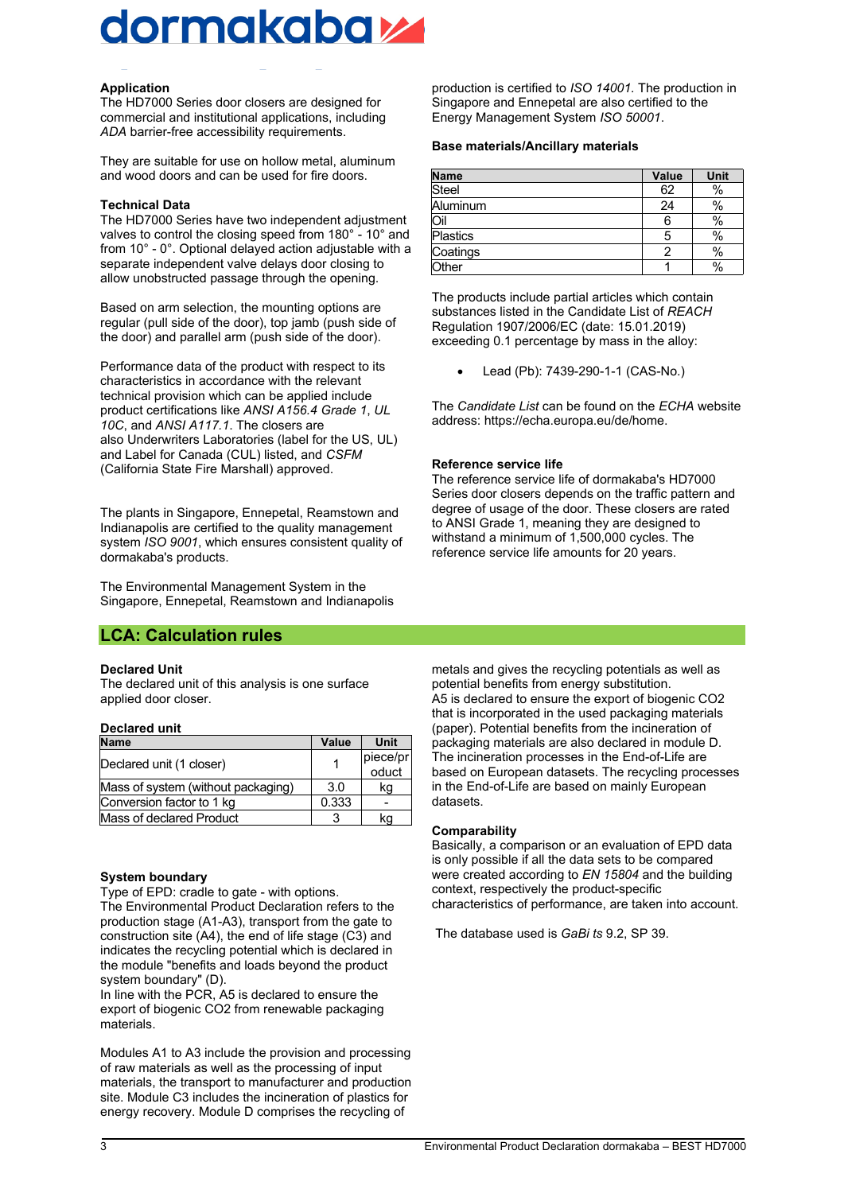### Application

The HD7000 Series door closers are designed for commercial and institutional applications, including *ADA* barrier-free accessibility requirements.

They are suitable for use on hollow metal, aluminum and wood doors and can be used for fire doors.

### Technical Data

The HD7000 Series have two independent adjustment valves to control the closing speed from 180° - 10° and from 10° - 0°. Optional delayed action adjustable with a separate independent valve delays door closing to allow unobstructed passage through the opening.

Based on arm selection, the mounting options are regular (pull side of the door), top jamb (push side of the door) and parallel arm (push side of the door).

Performance data of the product with respect to its characteristics in accordance with the relevant technical provision which can be applied include product certifications like *ANSI A156.4 Grade 1*, *UL 10C*, and *ANSI A117.1*. The closers are also Underwriters Laboratories (label for the US, UL) and Label for Canada (CUL) listed, and *CSFM* (California State Fire Marshall) approved.

The plants in Singapore, Ennepetal, Reamstown and Indianapolis are certified to the quality management system *ISO 9001*, which ensures consistent quality of dormakaba's products.

The Environmental Management System in the Singapore, Ennepetal, Reamstown and Indianapolis production is certified to *ISO 14001*. The production in Singapore and Ennepetal are also certified to the Energy Management System *ISO 50001*.

### Base materials/Ancillary materials

| Name | Value | Unit |
|---|---|---|
| Steel | 62 | % |
| Aluminum | 24 | % |
| Oil | 6 | % |
| Plastics | 5 | % |
| Coatings | 2 | % |
| Other | 1 | % |

The products include partial articles which contain substances listed in the Candidate List of *REACH* Regulation 1907/2006/EC (date: 15.01.2019) exceeding 0.1 percentage by mass in the alloy:

- Lead (Pb): 7439-290-1-1 (CAS-No.)

The *Candidate List* can be found on the *ECHA* website address: https://echa.europa.eu/de/home.

### Reference service life

The reference service life of dormakaba's HD7000 Series door closers depends on the traffic pattern and degree of usage of the door. These closers are rated to ANSI Grade 1, meaning they are designed to withstand a minimum of 1,500,000 cycles. The reference service life amounts for 20 years.

## LCA: Calculation rules

### Declared Unit

The declared unit of this analysis is one surface applied door closer.

**Declared unit**

| Name | Value | Unit |
|---|---|---|
| Declared unit (1 closer) | 1 | piece/product |
| Mass of system (without packaging) | 3.0 | kg |
| Conversion factor to 1 kg | 0.333 | - |
| Mass of declared Product | 3 | kg |

### System boundary

Type of EPD: cradle to gate - with options.
The Environmental Product Declaration refers to the production stage (A1-A3), transport from the gate to construction site (A4), the end of life stage (C3) and indicates the recycling potential which is declared in the module "benefits and loads beyond the product system boundary" (D).
In line with the PCR, A5 is declared to ensure the export of biogenic CO2 from renewable packaging materials.

Modules A1 to A3 include the provision and processing of raw materials as well as the processing of input materials, the transport to manufacturer and production site. Module C3 includes the incineration of plastics for energy recovery. Module D comprises the recycling of metals and gives the recycling potentials as well as potential benefits from energy substitution.
A5 is declared to ensure the export of biogenic CO2 that is incorporated in the used packaging materials (paper). Potential benefits from the incineration of packaging materials are also declared in module D.
The incineration processes in the End-of-Life are based on European datasets. The recycling processes in the End-of-Life are based on mainly European datasets.

### Comparability

Basically, a comparison or an evaluation of EPD data is only possible if all the data sets to be compared were created according to *EN 15804* and the building context, respectively the product-specific characteristics of performance, are taken into account.

The database used is *GaBi ts* 9.2, SP 39.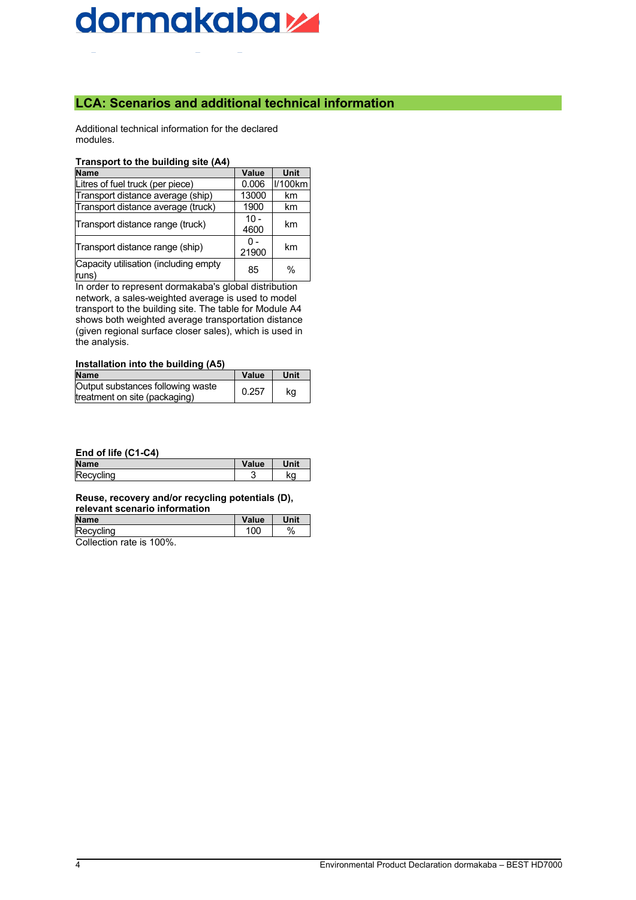## LCA: Scenarios and additional technical information

Additional technical information for the declared modules.

**Transport to the building site (A4)**

| Name | Value | Unit |
|---|---|---|
| Litres of fuel truck (per piece) | 0.006 | l/100km |
| Transport distance average (ship) | 13000 | km |
| Transport distance average (truck) | 1900 | km |
| Transport distance range (truck) | 10 - 4600 | km |
| Transport distance range (ship) | 0 - 21900 | km |
| Capacity utilisation (including empty runs) | 85 | % |

In order to represent dormakaba's global distribution network, a sales-weighted average is used to model transport to the building site. The table for Module A4 shows both weighted average transportation distance (given regional surface closer sales), which is used in the analysis.

**Installation into the building (A5)**

| Name | Value | Unit |
|---|---|---|
| Output substances following waste treatment on site (packaging) | 0.257 | kg |

**End of life (C1-C4)**

| Name | Value | Unit |
|---|---|---|
| Recycling | 3 | kg |

**Reuse, recovery and/or recycling potentials (D), relevant scenario information**

| Name | Value | Unit |
|---|---|---|
| Recycling | 100 | % |

Collection rate is 100%.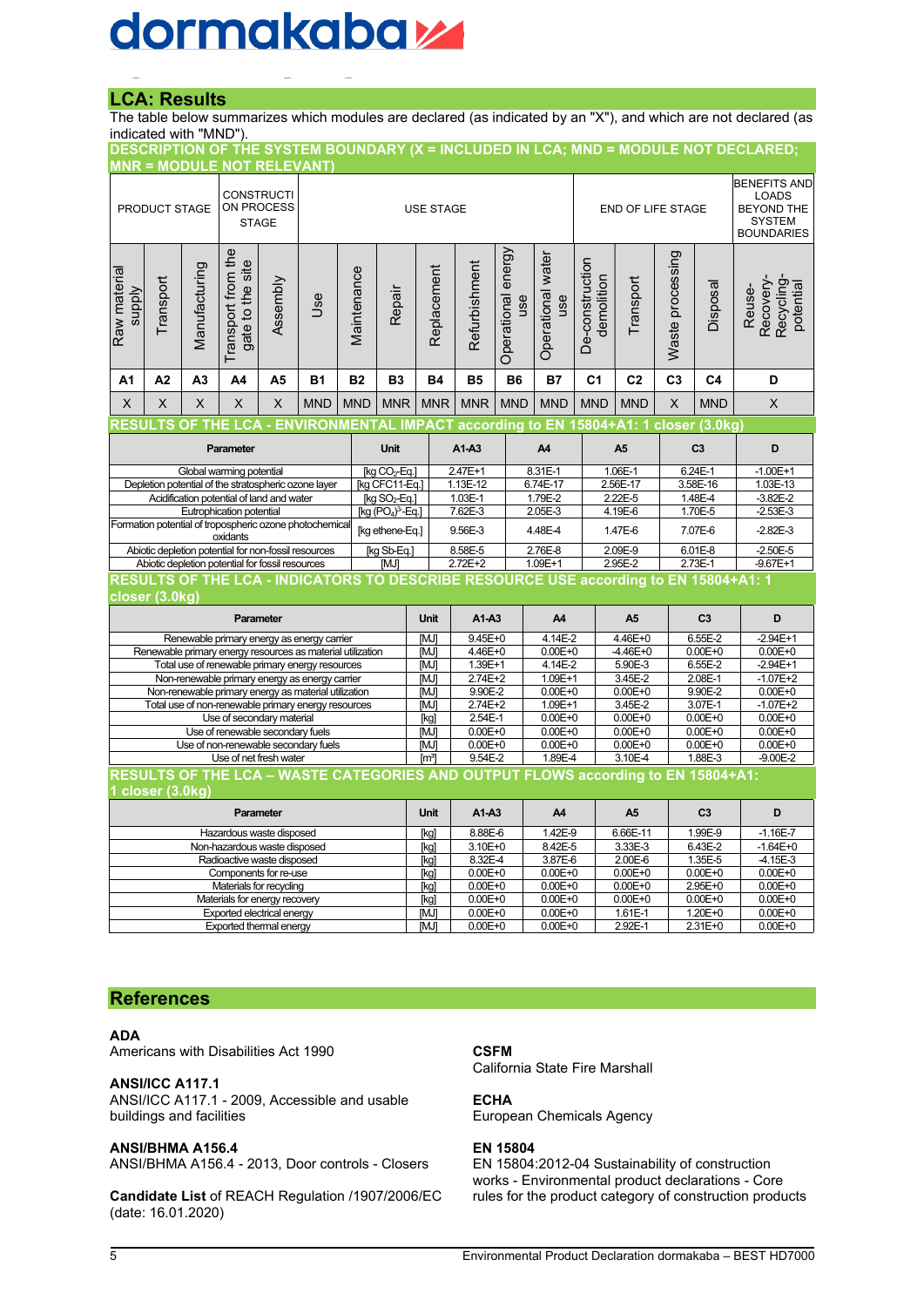## LCA: Results

The table below summarizes which modules are declared (as indicated by an "X"), and which are not declared (as indicated with "MND").

**DESCRIPTION OF THE SYSTEM BOUNDARY (X = INCLUDED IN LCA; MND = MODULE NOT DECLARED; MNR = MODULE NOT RELEVANT)**

| PRODUCT STAGE | | | CONSTRUCTION PROCESS STAGE | | USE STAGE | | | | | | | END OF LIFE STAGE | | | | BENEFITS AND LOADS BEYOND THE SYSTEM BOUNDARIES |
|---|---|---|---|---|---|---|---|---|---|---|---|---|---|---|---|---|
| Raw material supply | Transport | Manufacturing | Transport from the gate to the site | Assembly | Use | Maintenance | Repair | Replacement | Refurbishment | Operational energy use | Operational water use | De-construction demolition | Transport | Waste processing | Disposal | Reuse-Recovery-Recycling-potential |
| A1 | A2 | A3 | A4 | A5 | B1 | B2 | B3 | B4 | B5 | B6 | B7 | C1 | C2 | C3 | C4 | D |
| X | X | X | X | X | MND | MND | MNR | MNR | MNR | MND | MND | MND | MND | X | MND | X |

**RESULTS OF THE LCA - ENVIRONMENTAL IMPACT according to EN 15804+A1: 1 closer (3.0kg)**

| Parameter | Unit | A1-A3 | A4 | A5 | C3 | D |
|---|---|---|---|---|---|---|
| Global warming potential | [kg $CO_2$-Eq.] | 2.47E+1 | 8.31E-1 | 1.06E-1 | 6.24E-1 | -1.00E+1 |
| Depletion potential of the stratospheric ozone layer | [kg CFC11-Eq.] | 1.13E-12 | 6.74E-17 | 2.56E-17 | 3.58E-16 | 1.03E-13 |
| Acidification potential of land and water | [kg $SO_2$-Eq.] | 1.03E-1 | 1.79E-2 | 2.22E-5 | 1.48E-4 | -3.82E-2 |
| Eutrophication potential | [kg $(PO_4)^{3-}$-Eq.] | 7.62E-3 | 2.05E-3 | 4.19E-6 | 1.70E-5 | -2.53E-3 |
| Formation potential of tropospheric ozone photochemical oxidants | [kg ethene-Eq.] | 9.56E-3 | 4.48E-4 | 1.47E-6 | 7.07E-6 | -2.82E-3 |
| Abiotic depletion potential for non-fossil resources | [kg Sb-Eq.] | 8.58E-5 | 2.76E-8 | 2.09E-9 | 6.01E-8 | -2.50E-5 |
| Abiotic depletion potential for fossil resources | [MJ] | 2.72E+2 | 1.09E+1 | 2.95E-2 | 2.73E-1 | -9.67E+1 |

**RESULTS OF THE LCA - INDICATORS TO DESCRIBE RESOURCE USE according to EN 15804+A1: 1 closer (3.0kg)**

| Parameter | Unit | A1-A3 | A4 | A5 | C3 | D |
|---|---|---|---|---|---|---|
| Renewable primary energy as energy carrier | [MJ] | 9.45E+0 | 4.14E-2 | 4.46E+0 | 6.55E-2 | -2.94E+1 |
| Renewable primary energy resources as material utilization | [MJ] | 4.46E+0 | 0.00E+0 | -4.46E+0 | 0.00E+0 | 0.00E+0 |
| Total use of renewable primary energy resources | [MJ] | 1.39E+1 | 4.14E-2 | 5.90E-3 | 6.55E-2 | -2.94E+1 |
| Non-renewable primary energy as energy carrier | [MJ] | 2.74E+2 | 1.09E+1 | 3.45E-2 | 2.08E-1 | -1.07E+2 |
| Non-renewable primary energy as material utilization | [MJ] | 9.90E-2 | 0.00E+0 | 0.00E+0 | 9.90E-2 | 0.00E+0 |
| Total use of non-renewable primary energy resources | [MJ] | 2.74E+2 | 1.09E+1 | 3.45E-2 | 3.07E-1 | -1.07E+2 |
| Use of secondary material | [kg] | 2.54E-1 | 0.00E+0 | 0.00E+0 | 0.00E+0 | 0.00E+0 |
| Use of renewable secondary fuels | [MJ] | 0.00E+0 | 0.00E+0 | 0.00E+0 | 0.00E+0 | 0.00E+0 |
| Use of non-renewable secondary fuels | [MJ] | 0.00E+0 | 0.00E+0 | 0.00E+0 | 0.00E+0 | 0.00E+0 |
| Use of net fresh water | [m³] | 9.54E-2 | 1.89E-4 | 3.10E-4 | 1.88E-3 | -9.00E-2 |

**RESULTS OF THE LCA – WASTE CATEGORIES AND OUTPUT FLOWS according to EN 15804+A1: 1 closer (3.0kg)**

| Parameter | Unit | A1-A3 | A4 | A5 | C3 | D |
|---|---|---|---|---|---|---|
| Hazardous waste disposed | [kg] | 8.88E-6 | 1.42E-9 | 6.66E-11 | 1.99E-9 | -1.16E-7 |
| Non-hazardous waste disposed | [kg] | 3.10E+0 | 8.42E-5 | 3.33E-3 | 6.43E-2 | -1.64E+0 |
| Radioactive waste disposed | [kg] | 8.32E-4 | 3.87E-6 | 2.00E-6 | 1.35E-5 | -4.15E-3 |
| Components for re-use | [kg] | 0.00E+0 | 0.00E+0 | 0.00E+0 | 0.00E+0 | 0.00E+0 |
| Materials for recycling | [kg] | 0.00E+0 | 0.00E+0 | 0.00E+0 | 2.95E+0 | 0.00E+0 |
| Materials for energy recovery | [kg] | 0.00E+0 | 0.00E+0 | 0.00E+0 | 0.00E+0 | 0.00E+0 |
| Exported electrical energy | [MJ] | 0.00E+0 | 0.00E+0 | 1.61E-1 | 1.20E+0 | 0.00E+0 |
| Exported thermal energy | [MJ] | 0.00E+0 | 0.00E+0 | 2.92E-1 | 2.31E+0 | 0.00E+0 |

## References

**ADA**
Americans with Disabilities Act 1990

**ANSI/ICC A117.1**
ANSI/ICC A117.1 - 2009, Accessible and usable buildings and facilities

**ANSI/BHMA A156.4**
ANSI/BHMA A156.4 - 2013, Door controls - Closers

**Candidate List** of REACH Regulation /1907/2006/EC (date: 16.01.2020)

**CSFM**
California State Fire Marshall

**ECHA**
European Chemicals Agency

**EN 15804**
EN 15804:2012-04 Sustainability of construction works - Environmental product declarations - Core rules for the product category of construction products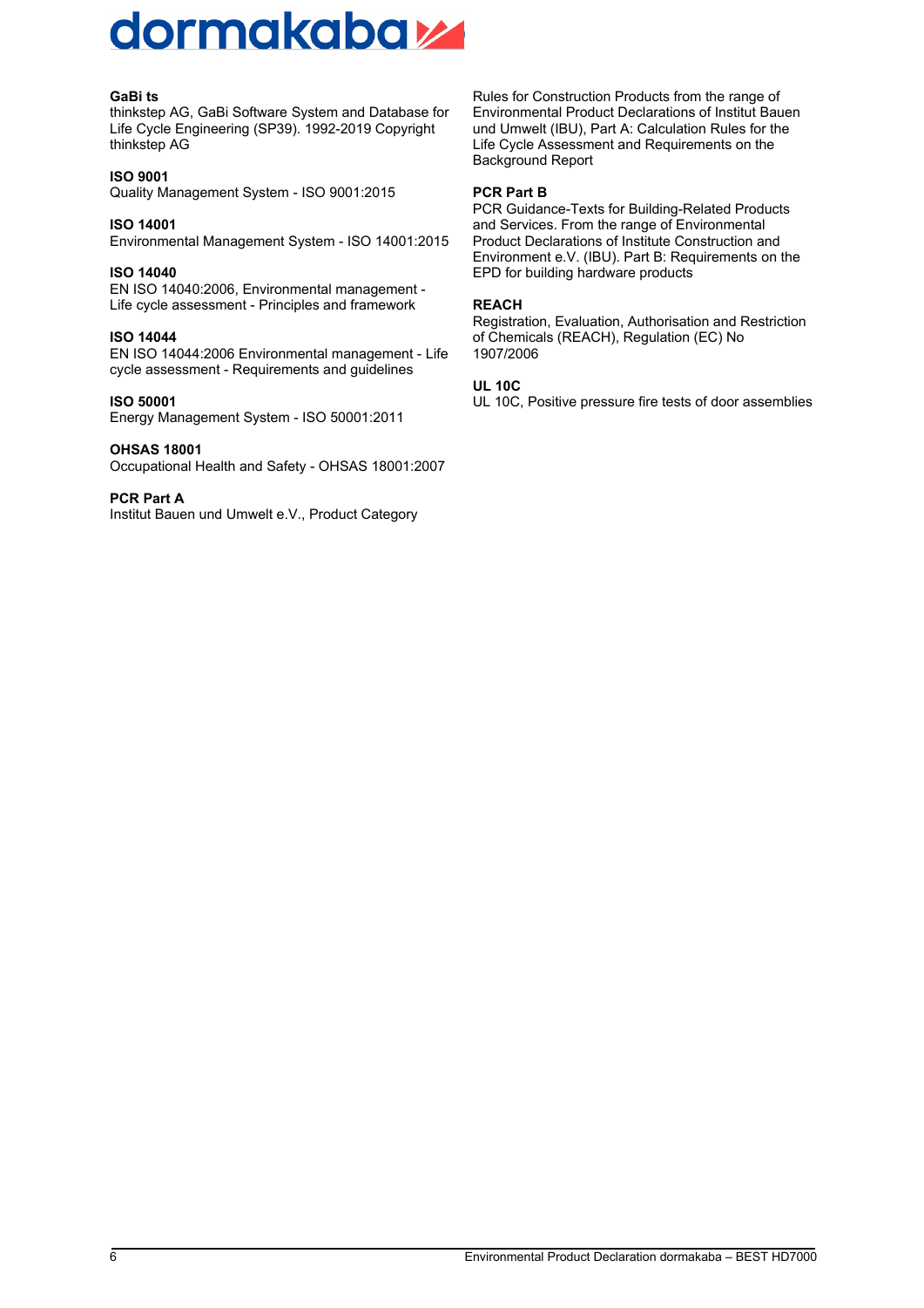**GaBi ts**
thinkstep AG, GaBi Software System and Database for Life Cycle Engineering (SP39). 1992-2019 Copyright thinkstep AG

**ISO 9001**
Quality Management System - ISO 9001:2015

**ISO 14001**
Environmental Management System - ISO 14001:2015

**ISO 14040**
EN ISO 14040:2006, Environmental management - Life cycle assessment - Principles and framework

**ISO 14044**
EN ISO 14044:2006 Environmental management - Life cycle assessment - Requirements and guidelines

**ISO 50001**
Energy Management System - ISO 50001:2011

**OHSAS 18001**
Occupational Health and Safety - OHSAS 18001:2007

**PCR Part A**
Institut Bauen und Umwelt e.V., Product Category Rules for Construction Products from the range of Environmental Product Declarations of Institut Bauen und Umwelt (IBU), Part A: Calculation Rules for the Life Cycle Assessment and Requirements on the Background Report

**PCR Part B**
PCR Guidance-Texts for Building-Related Products and Services. From the range of Environmental Product Declarations of Institute Construction and Environment e.V. (IBU). Part B: Requirements on the EPD for building hardware products

**REACH**
Registration, Evaluation, Authorisation and Restriction of Chemicals (REACH), Regulation (EC) No 1907/2006

**UL 10C**
UL 10C, Positive pressure fire tests of door assemblies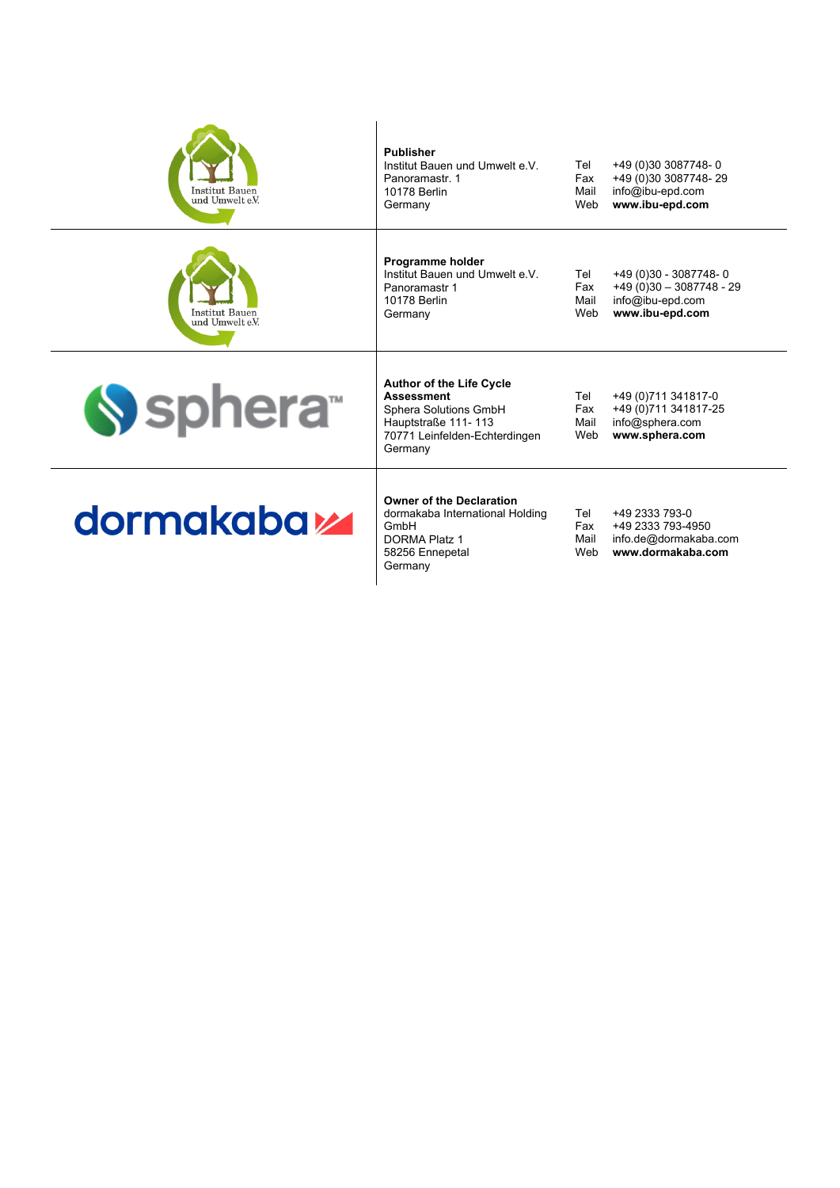| | | | |
|---|---|---|---|
| Institut Bauen und Umwelt e.V. | **Publisher**<br>Institut Bauen und Umwelt e.V.<br>Panoramastr. 1<br>10178 Berlin<br>Germany | Tel<br>Fax<br>Mail<br>Web | +49 (0)30 3087748- 0<br>+49 (0)30 3087748- 29<br>info@ibu-epd.com<br>**www.ibu-epd.com** |
| Institut Bauen und Umwelt e.V. | **Programme holder**<br>Institut Bauen und Umwelt e.V.<br>Panoramastr 1<br>10178 Berlin<br>Germany | Tel<br>Fax<br>Mail<br>Web | +49 (0)30 - 3087748- 0<br>+49 (0)30 – 3087748 - 29<br>info@ibu-epd.com<br>**www.ibu-epd.com** |
| sphera™ | **Author of the Life Cycle Assessment**<br>Sphera Solutions GmbH<br>Hauptstraße 111- 113<br>70771 Leinfelden-Echterdingen<br>Germany | Tel<br>Fax<br>Mail<br>Web | +49 (0)711 341817-0<br>+49 (0)711 341817-25<br>info@sphera.com<br>**www.sphera.com** |
| dormakaba | **Owner of the Declaration**<br>dormakaba International Holding GmbH<br>DORMA Platz 1<br>58256 Ennepetal<br>Germany | Tel<br>Fax<br>Mail<br>Web | +49 2333 793-0<br>+49 2333 793-4950<br>info.de@dormakaba.com<br>**www.dormakaba.com** |